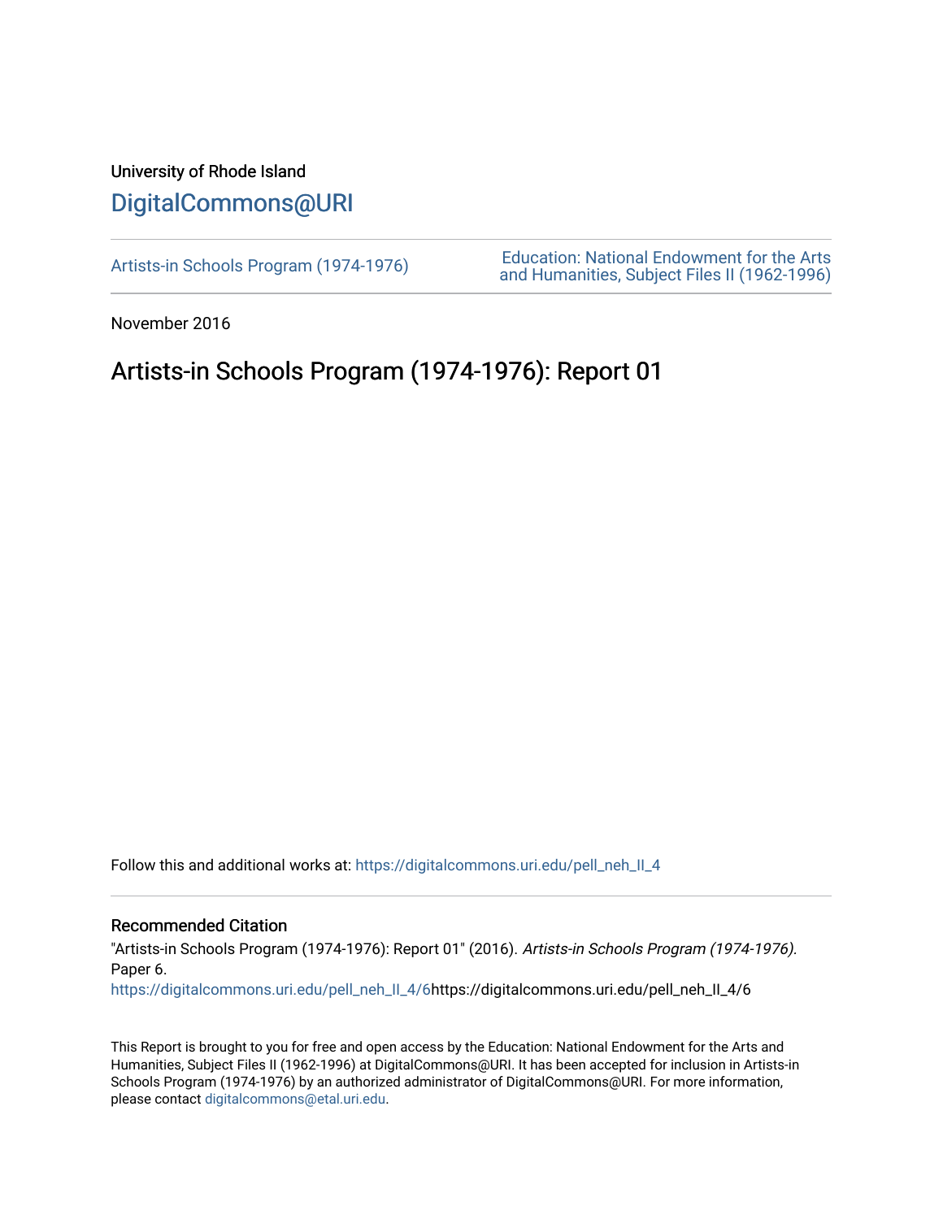University of Rhode Island

# DigitalCommons@URI

Artists-in Schools Program (1974-1976)

Education: National Endowment for the Arts and Humanities, Subject Files II (1962-1996)

November 2016

## Artists-in Schools Program (1974-1976): Report 01

Follow this and additional works at: https://digitalcommons.uri.edu/pell_neh_II_4

### Recommended Citation

"Artists-in Schools Program (1974-1976): Report 01" (2016). *Artists-in Schools Program (1974-1976)*. Paper 6.
https://digitalcommons.uri.edu/pell_neh_II_4/6https://digitalcommons.uri.edu/pell_neh_II_4/6

This Report is brought to you for free and open access by the Education: National Endowment for the Arts and Humanities, Subject Files II (1962-1996) at DigitalCommons@URI. It has been accepted for inclusion in Artists-in Schools Program (1974-1976) by an authorized administrator of DigitalCommons@URI. For more information, please contact digitalcommons@etal.uri.edu.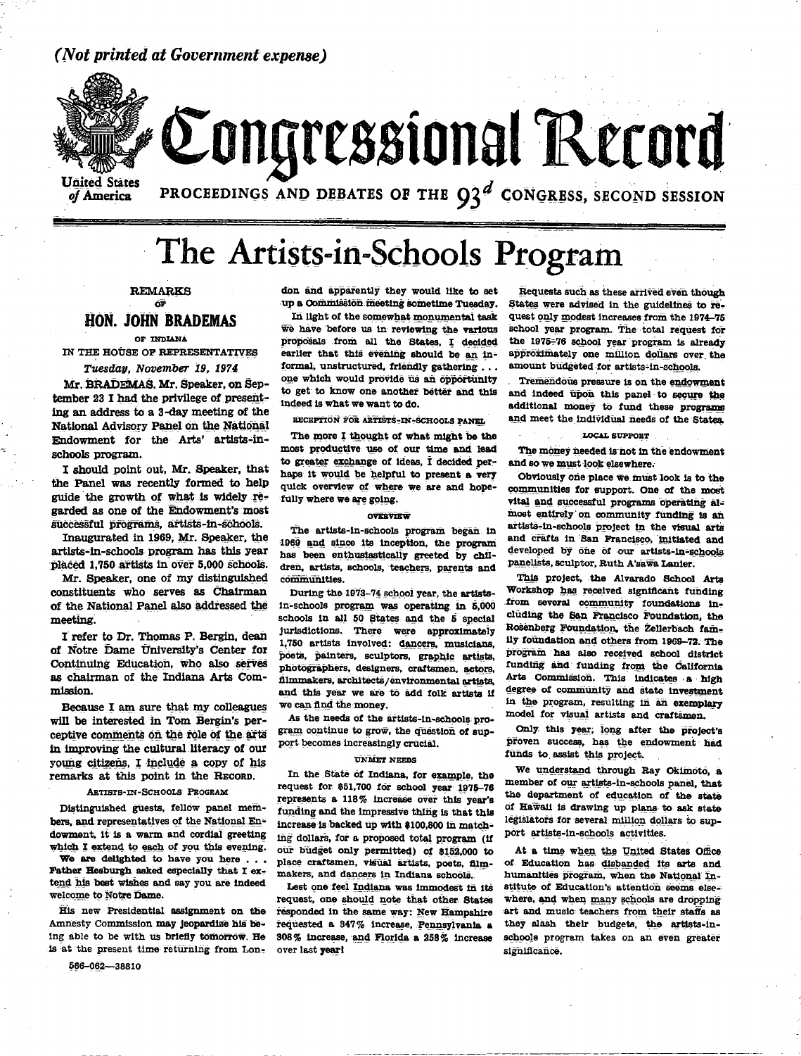(*Not printed at Government expense*)

# Congressional Record

United States of America

PROCEEDINGS AND DEBATES OF THE 93[d] CONGRESS, SECOND SESSION

# The Artists-in-Schools Program

REMARKS
OF
**HON. JOHN BRADEMAS**
OF INDIANA
IN THE HOUSE OF REPRESENTATIVES
*Tuesday, November 19, 1974*

Mr. BRADEMAS. Mr. Speaker, on September 23 I had the privilege of presenting an address to a 3-day meeting of the National Advisory Panel on the National Endowment for the Arts' artists-in-schools program.

I should point out, Mr. Speaker, that the Panel was recently formed to help guide the growth of what is widely regarded as one of the Endowment's most successful programs, artists-in-schools.

Inaugurated in 1969, Mr. Speaker, the artists-in-schools program has this year placed 1,750 artists in over 5,000 schools.

Mr. Speaker, one of my distinguished constituents who serves as Chairman of the National Panel also addressed the meeting.

I refer to Dr. Thomas P. Bergin, dean of Notre Dame University's Center for Continuing Education, who also serves as chairman of the Indiana Arts Commission.

Because I am sure that my colleagues will be interested in Tom Bergin's perceptive comments on the role of the arts in improving the cultural literacy of our young citizens, I include a copy of his remarks at this point in the RECORD.

ARTISTS-IN-SCHOOLS PROGRAM

Distinguished guests, fellow panel members, and representatives of the National Endowment, it is a warm and cordial greeting which I extend to each of you this evening.

We are delighted to have you here . . . Father Hesburgh asked especially that I extend his best wishes and say you are indeed welcome to Notre Dame.

His new Presidential assignment on the Amnesty Commission may jeopardize his being able to be with us briefly tomorrow. He is at the present time returning from London and apparently they would like to set up a Commission meeting sometime Tuesday.

In light of the somewhat monumental task we have before us in reviewing the various proposals from all the States, I decided earlier that this evening should be an informal, unstructured, friendly gathering . . . one which would provide us an opportunity to get to know one another better and this indeed is what we want to do.

RECEPTION FOR ARTISTS-IN-SCHOOLS PANEL

The more I thought of what might be the most productive use of our time and lead to greater exchange of ideas, I decided perhaps it would be helpful to present a very quick overview of where we are and hopefully where we are going.

OVERVIEW

The artists-in-schools program began in 1969 and since its inception, the program has been enthusiastically greeted by children, artists, schools, teachers, parents and communities.

During the 1973–74 school year, the artists-in-schools program was operating in 5,000 schools in all 50 States and the 5 special jurisdictions. There were approximately 1,750 artists involved: dancers, musicians, poets, painters, sculptors, graphic artists, photographers, designers, craftsmen, actors, filmmakers, architects/environmental artists, and this year we are to add folk artists if we can find the money.

As the needs of the artists-in-schools program continue to grow, the question of support becomes increasingly crucial.

UNMET NEEDS

In the State of Indiana, for example, the request for $51,700 for school year 1975–76 represents a 118% increase over this year's funding and the impressive thing is that this increase is backed up with $100,800 in matching dollars, for a proposed total program (if our budget only permitted) of $152,000 to place craftsmen, visual artists, poets, filmmakers, and dancers in Indiana schools.

Lest one feel Indiana was immodest in its request, one should note that other States responded in the same way: New Hampshire requested a 347% increase, Pennsylvania a 308% increase, and Florida a 258% increase over last year!

Requests such as these arrived even though States were advised in the guidelines to request only modest increases from the 1974–75 school year program. The total request for the 1975–76 school year program is already approximately one million dollars over the amount budgeted for artists-in-schools.

Tremendous pressure is on the endowment and indeed upon this panel to secure the additional money to fund these programs and meet the individual needs of the States.

LOCAL SUPPORT

The money needed is not in the endowment and so we must look elsewhere.

Obviously one place we must look is to the communities for support. One of the most vital and successful programs operating almost entirely on community funding is an artists-in-schools project in the visual arts and crafts in San Francisco, initiated and developed by one of our artists-in-schools panelists, sculptor, Ruth A'sawa Lanier.

This project, the Alvarado School Arts Workshop has received significant funding from several community foundations including the San Francisco Foundation, the Rosenberg Foundation, the Zellerbach family foundation and others from 1969–72. The program has also received school district funding and funding from the California Arts Commission. This indicates a high degree of community and state investment in the program, resulting in an exemplary model for visual artists and craftsmen.

Only this year, long after the project's proven success, has the endowment had funds to assist this project.

We understand through Ray Okimoto, a member of our artists-in-schools panel, that the department of education of the state of Hawaii is drawing up plans to ask state legislators for several million dollars to support artists-in-schools activities.

At a time when the United States Office of Education has disbanded its arts and humanities program, when the National Institute of Education's attention seems elsewhere, and when many schools are dropping art and music teachers from their staffs as they slash their budgets, the artists-in-schools program takes on an even greater significance.

566-062—38810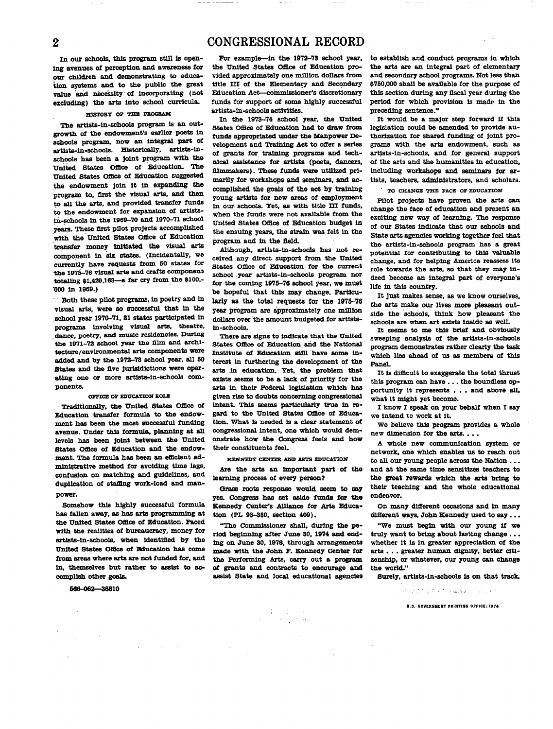In our schools, this program still is opening avenues of perception and awareness for our children and demonstrating to education systems and to the public the great value and necessity of incorporating (not excluding) the arts into school curricula.

### HISTORY OF THE PROGRAM

The artists-in-schools program is an outgrowth of the endowment's earlier poets in schools program, now an integral part of artists-in-schools. Historically, artists-in-schools has been a joint program with the United States Office of Education. The United States Office of Education suggested the endowment join it in expanding the program to, first the visual arts, and then to all the arts, and provided transfer funds to the endowment for expansion of artists-in-schools in the 1969–70 and 1970–71 school years. These first pilot projects accomplished with the United States Office of Education transfer money initiated the visual arts component in six states. (Incidentally, we currently have requests from 50 states for the 1975–76 visual arts and crafts component totaling $1,429,163—a far cry from the $100,000 in 1969.)

Both these pilot programs, in poetry and in visual arts, were so successful that in the school year 1970–71, 31 states participated in programs involving visual arts, theatre, dance, poetry, and music residencies. During the 1971–72 school year the film and architecture/environmental arts components were added and by the 1972–73 school year, all 50 States and the five jurisdictions were operating one or more artists-in-schools components.

### OFFICE OF EDUCATION ROLE

Traditionally, the United States Office of Education transfer formula to the endowment has been the most successful funding avenue. Under this formula, planning at all levels has been joint between the United States Office of Education and the endowment. The formula has been an efficient administrative method for avoiding time lags, confusion on matching and guidelines, and duplication of staffing work-load and manpower.

Somehow this highly successful formula has fallen away, as has arts programming at the United States Office of Education. Faced with the realities of bureaucracy, money for artists-in-schools, when identified by the United States Office of Education has come from areas where arts are not funded for, and in, themselves but rather to assist to accomplish other goals.

For example—in the 1972–73 school year, the United States Office of Education provided approximately one million dollars from title III of the Elementary and Secondary Education Act—commissioner's discretionary funds for support of some highly successful artists-in-schools activities.

In the 1973–74 school year, the United States Office of Education had to draw from funds appropriated under the Manpower Development and Training Act to offer a series of grants for training programs and technical assistance for artists (poets, dancers, filmmakers). These funds were utilized primarily for workshops and seminars, and accomplished the goals of the act by training young artists for new areas of employment in our schools. Yet, as with title III funds, when the funds were not available from the United States Office of Education budget in the ensuing years, the strain was felt in the program and in the field.

Although, artists-in-schools has not received any direct support from the United States Office of Education for the current school year artists-in-schools program nor for the coming 1975–76 school year, we must be hopeful that this may change. Particularly as the total requests for the 1975–76 year program are approximately one million dollars over the amount budgeted for artists-in-schools.

There are signs to indicate that the United States Office of Education and the National Institute of Education still have some interest in furthering the development of the arts in education. Yet, the problem that exists seems to be a lack of priority for the arts in their Federal legislation which has given rise to doubts concerning congressional intent. This seems particularly true in regard to the United States Office of Education. What is needed is a clear statement of congressional intent, one which would demonstrate how the Congress feels and how their constituents feel.

### KENNEDY CENTER AND ARTS EDUCATION

Are the arts an important part of the learning process of every person?

Grass roots response would seem to say yes. Congress has set aside funds for the Kennedy Center's Alliance for Arts Education (PL 93–380, section 409).

"The Commissioner shall, during the period beginning after June 30, 1974 and ending on June 30, 1978, through arrangements made with the John F. Kennedy Center for the Performing Arts, carry out a program of grants and contracts to encourage and assist State and local educational agencies to establish and conduct programs in which the arts are an integral part of elementary and secondary school programs. Not less than $750,000 shall be available for the purpose of this section during any fiscal year during the period for which provision is made in the preceding sentence."

It would be a major step forward if this legislation could be amended to provide authorization for shared funding of joint programs with the arts endowment, such as artists-in-schools, and for general support of the arts and the humanities in education, including workshops and seminars for artists, teachers, administrators, and scholars.

### TO CHANGE THE FACE OF EDUCATION

Pilot projects have proven the arts can change the face of education and present an exciting new way of learning. The response of our States indicate that our schools and State arts agencies working together feel that the artists-in-schools program has a great potential for contributing to this valuable change, and for helping America reassess its role towards the arts, so that they may indeed become an integral part of everyone's life in this country.

It just makes sense, as we know ourselves, the arts make our lives more pleasant outside the schools, think how pleasant the schools are when art exists inside as well.

It seems to me this brief and obviously sweeping analysis of the artists-in-schools program demonstrates rather clearly the task which lies ahead of us as members of this Panel.

It is difficult to exaggerate the total thrust this program can have . . . the boundless opportunity it represents . . . and above all, what it might yet become.

I know I speak on your behalf when I say we intend to work at it.

We believe this program provides a whole new dimension for the arts. . . .

A whole new communication system or network, one which enables us to reach out to all our young people across the Nation . . . and at the same time sensitizes teachers to the great rewards which the arts bring to their teaching and the whole educational endeavor.

On many different occasions and in many different ways, John Kennedy used to say . . .

"We must begin with our young if we truly want to bring about lasting change . . . whether it is in greater appreciation of the arts . . . greater human dignity, better citizenship, or whatever, our young can change the world."

Surely, artists-in-schools is on that track.

566-062—38810

U.S. GOVERNMENT PRINTING OFFICE: 1974